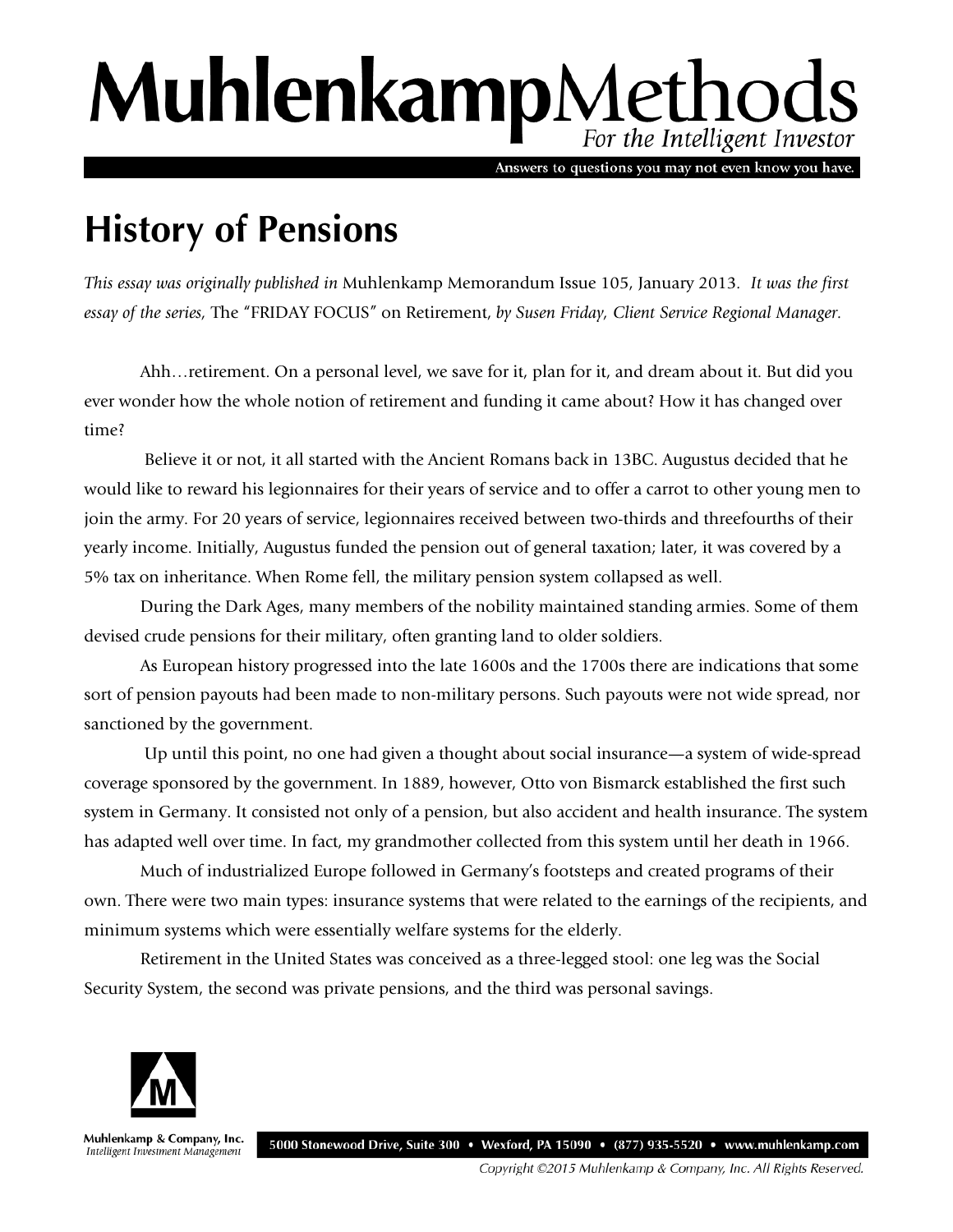# MuhlenkampMethods

*For the Intelligent Investor*

Answers to questions you may not even know you have.

## History of Pensions

*This essay was originally published in* Muhlenkamp Memorandum Issue 105, January 2013. *It was the first essay of the series,* The "FRIDAY FOCUS" on Retirement, *by Susen Friday, Client Service Regional Manager.*

Ahh…retirement. On a personal level, we save for it, plan for it, and dream about it. But did you ever wonder how the whole notion of retirement and funding it came about? How it has changed over time?

Believe it or not, it all started with the Ancient Romans back in 13BC. Augustus decided that he would like to reward his legionnaires for their years of service and to offer a carrot to other young men to join the army. For 20 years of service, legionnaires received between two-thirds and threefourths of their yearly income. Initially, Augustus funded the pension out of general taxation; later, it was covered by a 5% tax on inheritance. When Rome fell, the military pension system collapsed as well.

During the Dark Ages, many members of the nobility maintained standing armies. Some of them devised crude pensions for their military, often granting land to older soldiers.

As European history progressed into the late 1600s and the 1700s there are indications that some sort of pension payouts had been made to non-military persons. Such payouts were not wide spread, nor sanctioned by the government.

Up until this point, no one had given a thought about social insurance—a system of wide-spread coverage sponsored by the government. In 1889, however, Otto von Bismarck established the first such system in Germany. It consisted not only of a pension, but also accident and health insurance. The system has adapted well over time. In fact, my grandmother collected from this system until her death in 1966.

Much of industrialized Europe followed in Germany's footsteps and created programs of their own. There were two main types: insurance systems that were related to the earnings of the recipients, and minimum systems which were essentially welfare systems for the elderly.

Retirement in the United States was conceived as a three-legged stool: one leg was the Social Security System, the second was private pensions, and the third was personal savings.

Muhlenkamp & Company, Inc.
*Intelligent Investment Management*

5000 Stonewood Drive, Suite 300 • Wexford, PA 15090 • (877) 935-5520 • www.muhlenkamp.com

*Copyright ©2015 Muhlenkamp & Company, Inc. All Rights Reserved.*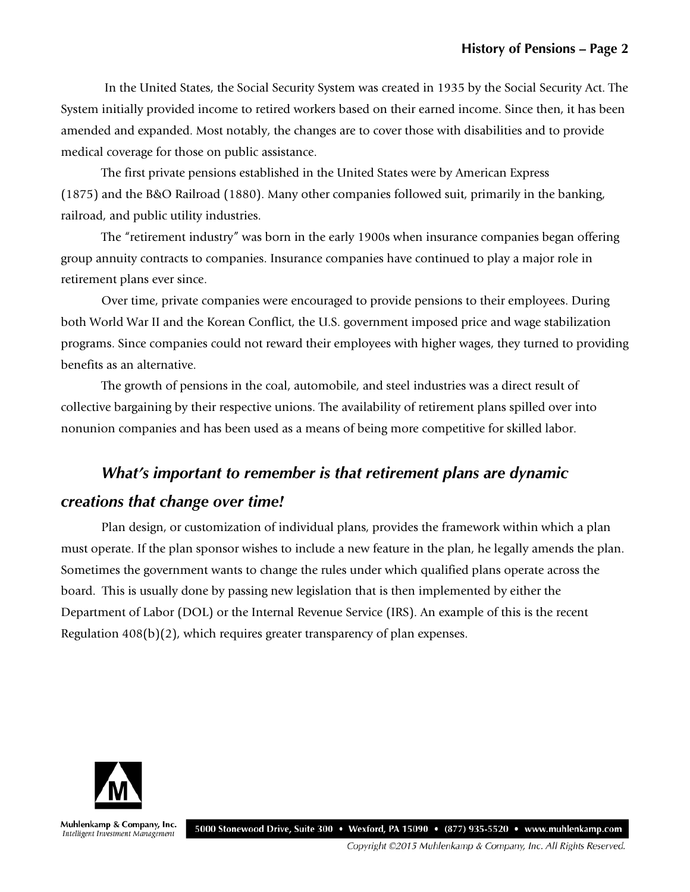In the United States, the Social Security System was created in 1935 by the Social Security Act. The System initially provided income to retired workers based on their earned income. Since then, it has been amended and expanded. Most notably, the changes are to cover those with disabilities and to provide medical coverage for those on public assistance.

The first private pensions established in the United States were by American Express (1875) and the B&O Railroad (1880). Many other companies followed suit, primarily in the banking, railroad, and public utility industries.

The "retirement industry" was born in the early 1900s when insurance companies began offering group annuity contracts to companies. Insurance companies have continued to play a major role in retirement plans ever since.

Over time, private companies were encouraged to provide pensions to their employees. During both World War II and the Korean Conflict, the U.S. government imposed price and wage stabilization programs. Since companies could not reward their employees with higher wages, they turned to providing benefits as an alternative.

The growth of pensions in the coal, automobile, and steel industries was a direct result of collective bargaining by their respective unions. The availability of retirement plans spilled over into nonunion companies and has been used as a means of being more competitive for skilled labor.

### *What's important to remember is that retirement plans are dynamic creations that change over time!*

Plan design, or customization of individual plans, provides the framework within which a plan must operate. If the plan sponsor wishes to include a new feature in the plan, he legally amends the plan. Sometimes the government wants to change the rules under which qualified plans operate across the board. This is usually done by passing new legislation that is then implemented by either the Department of Labor (DOL) or the Internal Revenue Service (IRS). An example of this is the recent Regulation 408(b)(2), which requires greater transparency of plan expenses.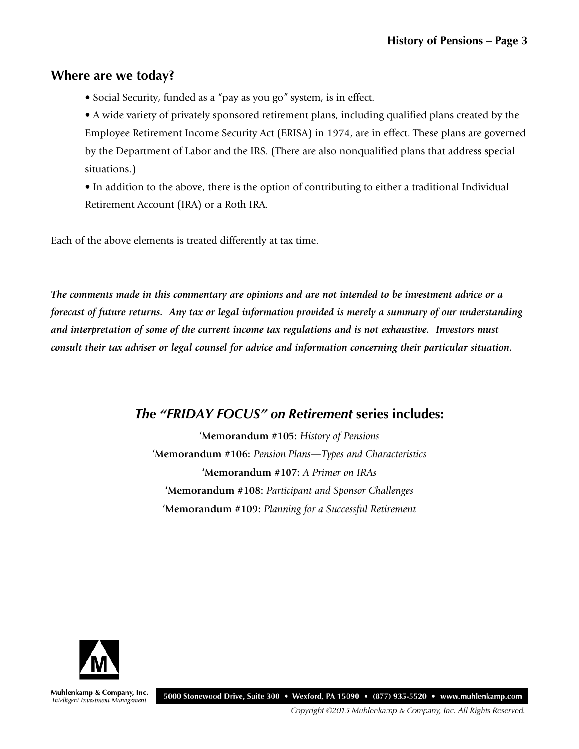## Where are we today?

- Social Security, funded as a "pay as you go" system, is in effect.
- A wide variety of privately sponsored retirement plans, including qualified plans created by the Employee Retirement Income Security Act (ERISA) in 1974, are in effect. These plans are governed by the Department of Labor and the IRS. (There are also nonqualified plans that address special situations.)
- In addition to the above, there is the option of contributing to either a traditional Individual Retirement Account (IRA) or a Roth IRA.

Each of the above elements is treated differently at tax time.

***The comments made in this commentary are opinions and are not intended to be investment advice or a forecast of future returns. Any tax or legal information provided is merely a summary of our understanding and interpretation of some of the current income tax regulations and is not exhaustive. Investors must consult their tax adviser or legal counsel for advice and information concerning their particular situation.***

### *The "FRIDAY FOCUS" on Retirement* series includes:

'**Memorandum #105:** *History of Pensions*

'**Memorandum #106:** *Pension Plans—Types and Characteristics*

'**Memorandum #107:** *A Primer on IRAs*

'**Memorandum #108:** *Participant and Sponsor Challenges*

'**Memorandum #109:** *Planning for a Successful Retirement*

Muhlenkamp & Company, Inc.
*Intelligent Investment Management*

5000 Stonewood Drive, Suite 300 • Wexford, PA 15090 • (877) 935-5520 • www.muhlenkamp.com

*Copyright ©2015 Muhlenkamp & Company, Inc. All Rights Reserved.*